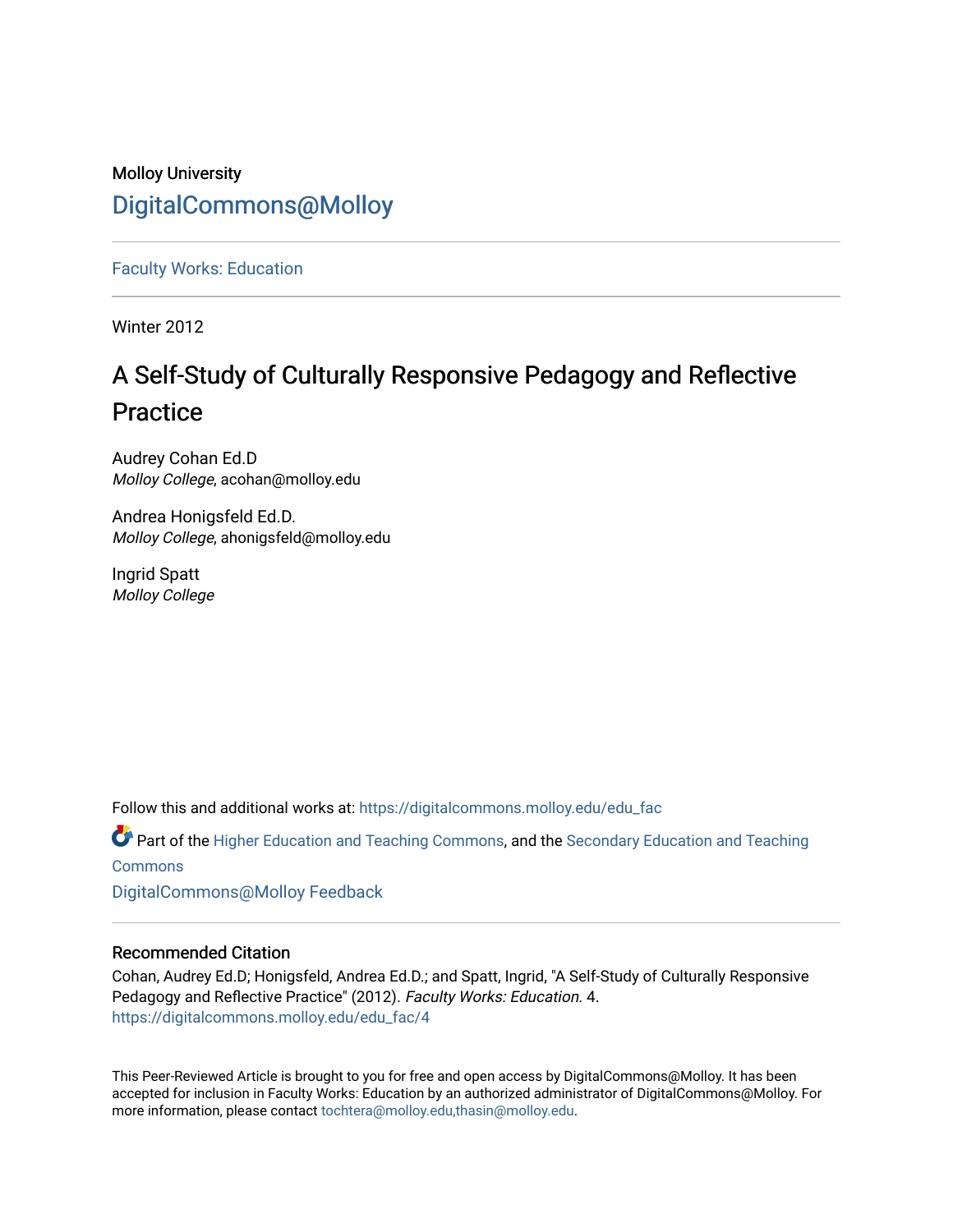Molloy University

DigitalCommons@Molloy

Faculty Works: Education

Winter 2012

# A Self-Study of Culturally Responsive Pedagogy and Reflective Practice

Audrey Cohan Ed.D
*Molloy College*, acohan@molloy.edu

Andrea Honigsfeld Ed.D.
*Molloy College*, ahonigsfeld@molloy.edu

Ingrid Spatt
*Molloy College*

Follow this and additional works at: https://digitalcommons.molloy.edu/edu_fac

Part of the Higher Education and Teaching Commons, and the Secondary Education and Teaching Commons

DigitalCommons@Molloy Feedback

## Recommended Citation

Cohan, Audrey Ed.D; Honigsfeld, Andrea Ed.D.; and Spatt, Ingrid, "A Self-Study of Culturally Responsive Pedagogy and Reflective Practice" (2012). *Faculty Works: Education*. 4.
https://digitalcommons.molloy.edu/edu_fac/4

This Peer-Reviewed Article is brought to you for free and open access by DigitalCommons@Molloy. It has been accepted for inclusion in Faculty Works: Education by an authorized administrator of DigitalCommons@Molloy. For more information, please contact tochtera@molloy.edu,thasin@molloy.edu.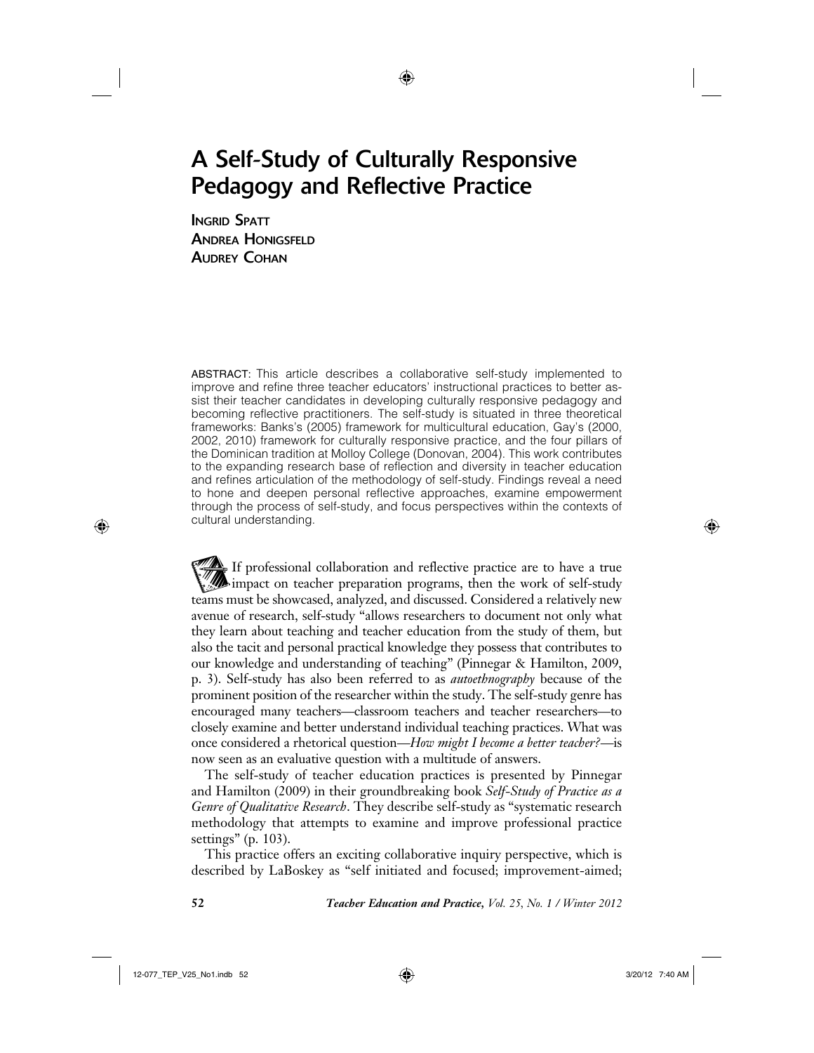# A Self-Study of Culturally Responsive Pedagogy and Reflective Practice

**Ingrid Spatt**
**Andrea Honigsfeld**
**Audrey Cohan**

ABSTRACT: This article describes a collaborative self-study implemented to improve and refine three teacher educators' instructional practices to better assist their teacher candidates in developing culturally responsive pedagogy and becoming reflective practitioners. The self-study is situated in three theoretical frameworks: Banks's (2005) framework for multicultural education, Gay's (2000, 2002, 2010) framework for culturally responsive practice, and the four pillars of the Dominican tradition at Molloy College (Donovan, 2004). This work contributes to the expanding research base of reflection and diversity in teacher education and refines articulation of the methodology of self-study. Findings reveal a need to hone and deepen personal reflective approaches, examine empowerment through the process of self-study, and focus perspectives within the contexts of cultural understanding.

If professional collaboration and reflective practice are to have a true impact on teacher preparation programs, then the work of self-study teams must be showcased, analyzed, and discussed. Considered a relatively new avenue of research, self-study "allows researchers to document not only what they learn about teaching and teacher education from the study of them, but also the tacit and personal practical knowledge they possess that contributes to our knowledge and understanding of teaching" (Pinnegar & Hamilton, 2009, p. 3). Self-study has also been referred to as *autoethnography* because of the prominent position of the researcher within the study. The self-study genre has encouraged many teachers—classroom teachers and teacher researchers—to closely examine and better understand individual teaching practices. What was once considered a rhetorical question—*How might I become a better teacher?*—is now seen as an evaluative question with a multitude of answers.

The self-study of teacher education practices is presented by Pinnegar and Hamilton (2009) in their groundbreaking book *Self-Study of Practice as a Genre of Qualitative Research*. They describe self-study as "systematic research methodology that attempts to examine and improve professional practice settings" (p. 103).

This practice offers an exciting collaborative inquiry perspective, which is described by LaBoskey as "self initiated and focused; improvement-aimed;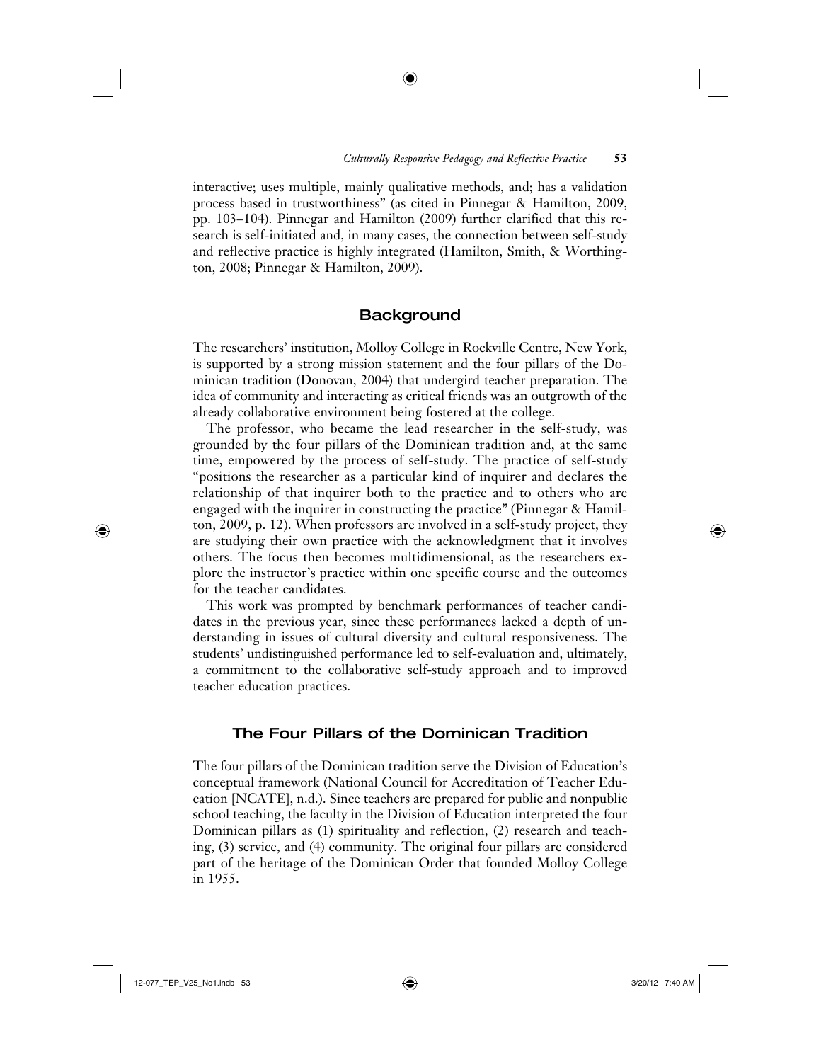interactive; uses multiple, mainly qualitative methods, and; has a validation process based in trustworthiness" (as cited in Pinnegar & Hamilton, 2009, pp. 103–104). Pinnegar and Hamilton (2009) further clarified that this research is self-initiated and, in many cases, the connection between self-study and reflective practice is highly integrated (Hamilton, Smith, & Worthington, 2008; Pinnegar & Hamilton, 2009).

## Background

The researchers' institution, Molloy College in Rockville Centre, New York, is supported by a strong mission statement and the four pillars of the Dominican tradition (Donovan, 2004) that undergird teacher preparation. The idea of community and interacting as critical friends was an outgrowth of the already collaborative environment being fostered at the college.

The professor, who became the lead researcher in the self-study, was grounded by the four pillars of the Dominican tradition and, at the same time, empowered by the process of self-study. The practice of self-study "positions the researcher as a particular kind of inquirer and declares the relationship of that inquirer both to the practice and to others who are engaged with the inquirer in constructing the practice" (Pinnegar & Hamilton, 2009, p. 12). When professors are involved in a self-study project, they are studying their own practice with the acknowledgment that it involves others. The focus then becomes multidimensional, as the researchers explore the instructor's practice within one specific course and the outcomes for the teacher candidates.

This work was prompted by benchmark performances of teacher candidates in the previous year, since these performances lacked a depth of understanding in issues of cultural diversity and cultural responsiveness. The students' undistinguished performance led to self-evaluation and, ultimately, a commitment to the collaborative self-study approach and to improved teacher education practices.

## The Four Pillars of the Dominican Tradition

The four pillars of the Dominican tradition serve the Division of Education's conceptual framework (National Council for Accreditation of Teacher Education [NCATE], n.d.). Since teachers are prepared for public and nonpublic school teaching, the faculty in the Division of Education interpreted the four Dominican pillars as (1) spirituality and reflection, (2) research and teaching, (3) service, and (4) community. The original four pillars are considered part of the heritage of the Dominican Order that founded Molloy College in 1955.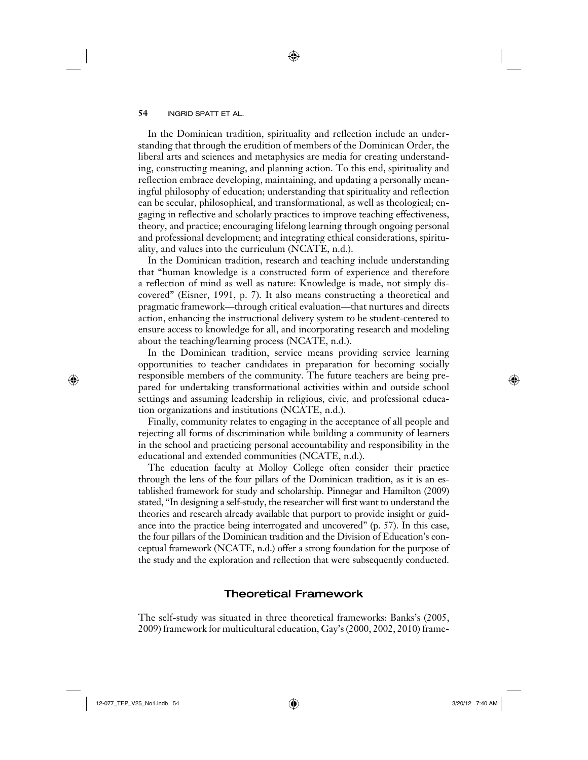In the Dominican tradition, spirituality and reflection include an understanding that through the erudition of members of the Dominican Order, the liberal arts and sciences and metaphysics are media for creating understanding, constructing meaning, and planning action. To this end, spirituality and reflection embrace developing, maintaining, and updating a personally meaningful philosophy of education; understanding that spirituality and reflection can be secular, philosophical, and transformational, as well as theological; engaging in reflective and scholarly practices to improve teaching effectiveness, theory, and practice; encouraging lifelong learning through ongoing personal and professional development; and integrating ethical considerations, spirituality, and values into the curriculum (NCATE, n.d.).

In the Dominican tradition, research and teaching include understanding that "human knowledge is a constructed form of experience and therefore a reflection of mind as well as nature: Knowledge is made, not simply discovered" (Eisner, 1991, p. 7). It also means constructing a theoretical and pragmatic framework—through critical evaluation—that nurtures and directs action, enhancing the instructional delivery system to be student-centered to ensure access to knowledge for all, and incorporating research and modeling about the teaching/learning process (NCATE, n.d.).

In the Dominican tradition, service means providing service learning opportunities to teacher candidates in preparation for becoming socially responsible members of the community. The future teachers are being prepared for undertaking transformational activities within and outside school settings and assuming leadership in religious, civic, and professional education organizations and institutions (NCATE, n.d.).

Finally, community relates to engaging in the acceptance of all people and rejecting all forms of discrimination while building a community of learners in the school and practicing personal accountability and responsibility in the educational and extended communities (NCATE, n.d.).

The education faculty at Molloy College often consider their practice through the lens of the four pillars of the Dominican tradition, as it is an established framework for study and scholarship. Pinnegar and Hamilton (2009) stated, "In designing a self-study, the researcher will first want to understand the theories and research already available that purport to provide insight or guidance into the practice being interrogated and uncovered" (p. 57). In this case, the four pillars of the Dominican tradition and the Division of Education's conceptual framework (NCATE, n.d.) offer a strong foundation for the purpose of the study and the exploration and reflection that were subsequently conducted.

## Theoretical Framework

The self-study was situated in three theoretical frameworks: Banks's (2005, 2009) framework for multicultural education, Gay's (2000, 2002, 2010) frame-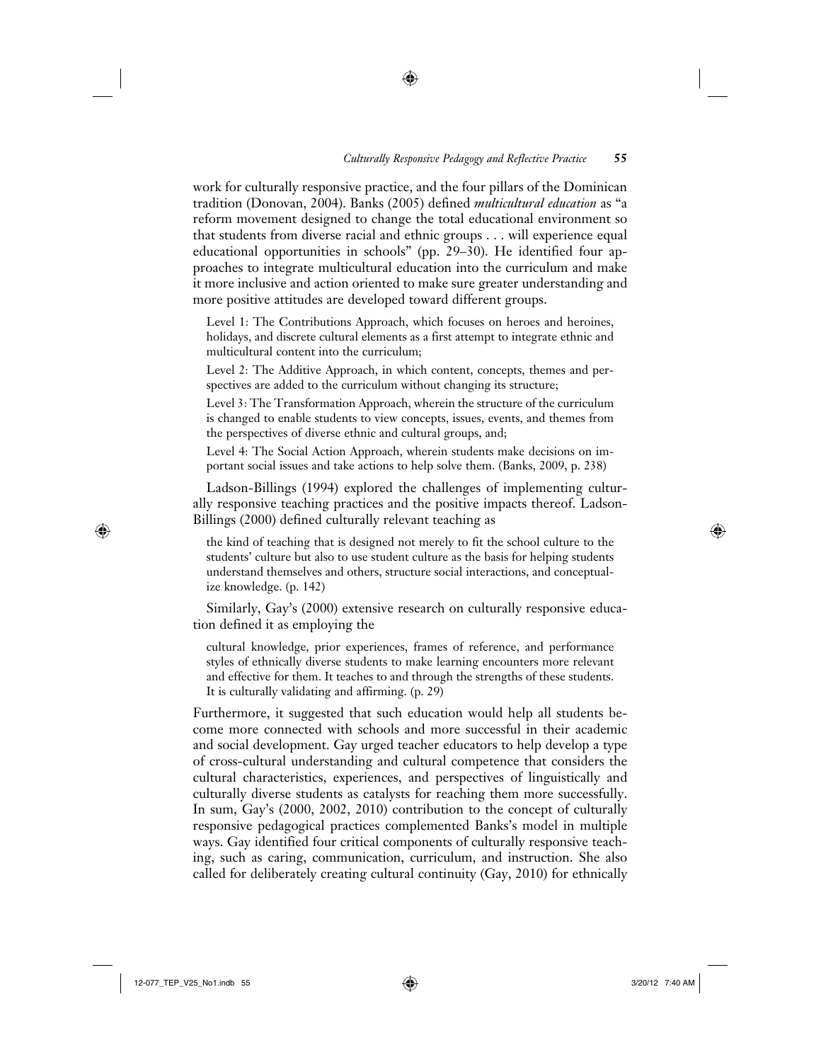work for culturally responsive practice, and the four pillars of the Dominican tradition (Donovan, 2004). Banks (2005) defined *multicultural education* as "a reform movement designed to change the total educational environment so that students from diverse racial and ethnic groups . . . will experience equal educational opportunities in schools" (pp. 29–30). He identified four approaches to integrate multicultural education into the curriculum and make it more inclusive and action oriented to make sure greater understanding and more positive attitudes are developed toward different groups.

> Level 1: The Contributions Approach, which focuses on heroes and heroines, holidays, and discrete cultural elements as a first attempt to integrate ethnic and multicultural content into the curriculum;
>
> Level 2: The Additive Approach, in which content, concepts, themes and perspectives are added to the curriculum without changing its structure;
>
> Level 3: The Transformation Approach, wherein the structure of the curriculum is changed to enable students to view concepts, issues, events, and themes from the perspectives of diverse ethnic and cultural groups, and;
>
> Level 4: The Social Action Approach, wherein students make decisions on important social issues and take actions to help solve them. (Banks, 2009, p. 238)

Ladson-Billings (1994) explored the challenges of implementing culturally responsive teaching practices and the positive impacts thereof. Ladson-Billings (2000) defined culturally relevant teaching as

> the kind of teaching that is designed not merely to fit the school culture to the students' culture but also to use student culture as the basis for helping students understand themselves and others, structure social interactions, and conceptualize knowledge. (p. 142)

Similarly, Gay's (2000) extensive research on culturally responsive education defined it as employing the

> cultural knowledge, prior experiences, frames of reference, and performance styles of ethnically diverse students to make learning encounters more relevant and effective for them. It teaches to and through the strengths of these students. It is culturally validating and affirming. (p. 29)

Furthermore, it suggested that such education would help all students become more connected with schools and more successful in their academic and social development. Gay urged teacher educators to help develop a type of cross-cultural understanding and cultural competence that considers the cultural characteristics, experiences, and perspectives of linguistically and culturally diverse students as catalysts for reaching them more successfully. In sum, Gay's (2000, 2002, 2010) contribution to the concept of culturally responsive pedagogical practices complemented Banks's model in multiple ways. Gay identified four critical components of culturally responsive teaching, such as caring, communication, curriculum, and instruction. She also called for deliberately creating cultural continuity (Gay, 2010) for ethnically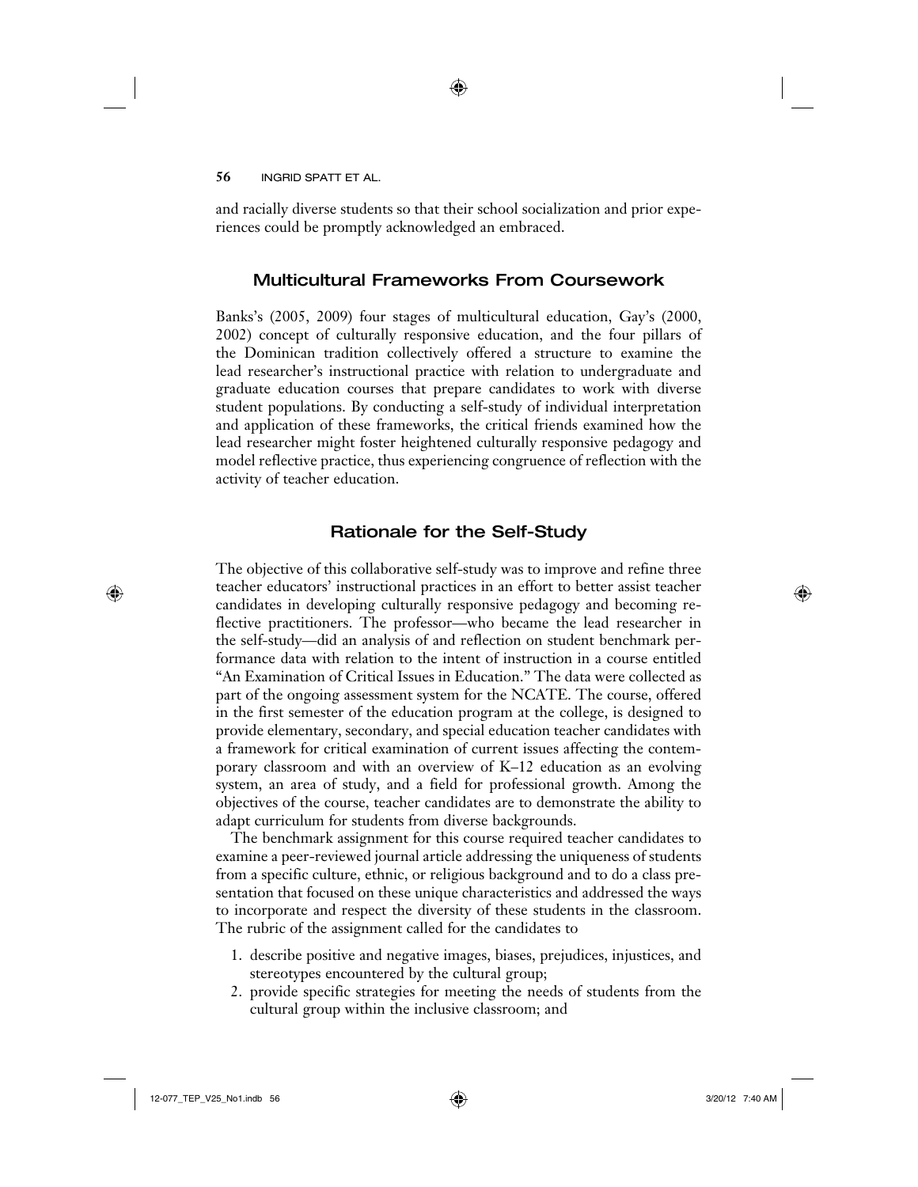and racially diverse students so that their school socialization and prior experiences could be promptly acknowledged an embraced.

## Multicultural Frameworks From Coursework

Banks's (2005, 2009) four stages of multicultural education, Gay's (2000, 2002) concept of culturally responsive education, and the four pillars of the Dominican tradition collectively offered a structure to examine the lead researcher's instructional practice with relation to undergraduate and graduate education courses that prepare candidates to work with diverse student populations. By conducting a self-study of individual interpretation and application of these frameworks, the critical friends examined how the lead researcher might foster heightened culturally responsive pedagogy and model reflective practice, thus experiencing congruence of reflection with the activity of teacher education.

## Rationale for the Self-Study

The objective of this collaborative self-study was to improve and refine three teacher educators' instructional practices in an effort to better assist teacher candidates in developing culturally responsive pedagogy and becoming reflective practitioners. The professor—who became the lead researcher in the self-study—did an analysis of and reflection on student benchmark performance data with relation to the intent of instruction in a course entitled "An Examination of Critical Issues in Education." The data were collected as part of the ongoing assessment system for the NCATE. The course, offered in the first semester of the education program at the college, is designed to provide elementary, secondary, and special education teacher candidates with a framework for critical examination of current issues affecting the contemporary classroom and with an overview of K–12 education as an evolving system, an area of study, and a field for professional growth. Among the objectives of the course, teacher candidates are to demonstrate the ability to adapt curriculum for students from diverse backgrounds.

The benchmark assignment for this course required teacher candidates to examine a peer-reviewed journal article addressing the uniqueness of students from a specific culture, ethnic, or religious background and to do a class presentation that focused on these unique characteristics and addressed the ways to incorporate and respect the diversity of these students in the classroom. The rubric of the assignment called for the candidates to

1. describe positive and negative images, biases, prejudices, injustices, and stereotypes encountered by the cultural group;
2. provide specific strategies for meeting the needs of students from the cultural group within the inclusive classroom; and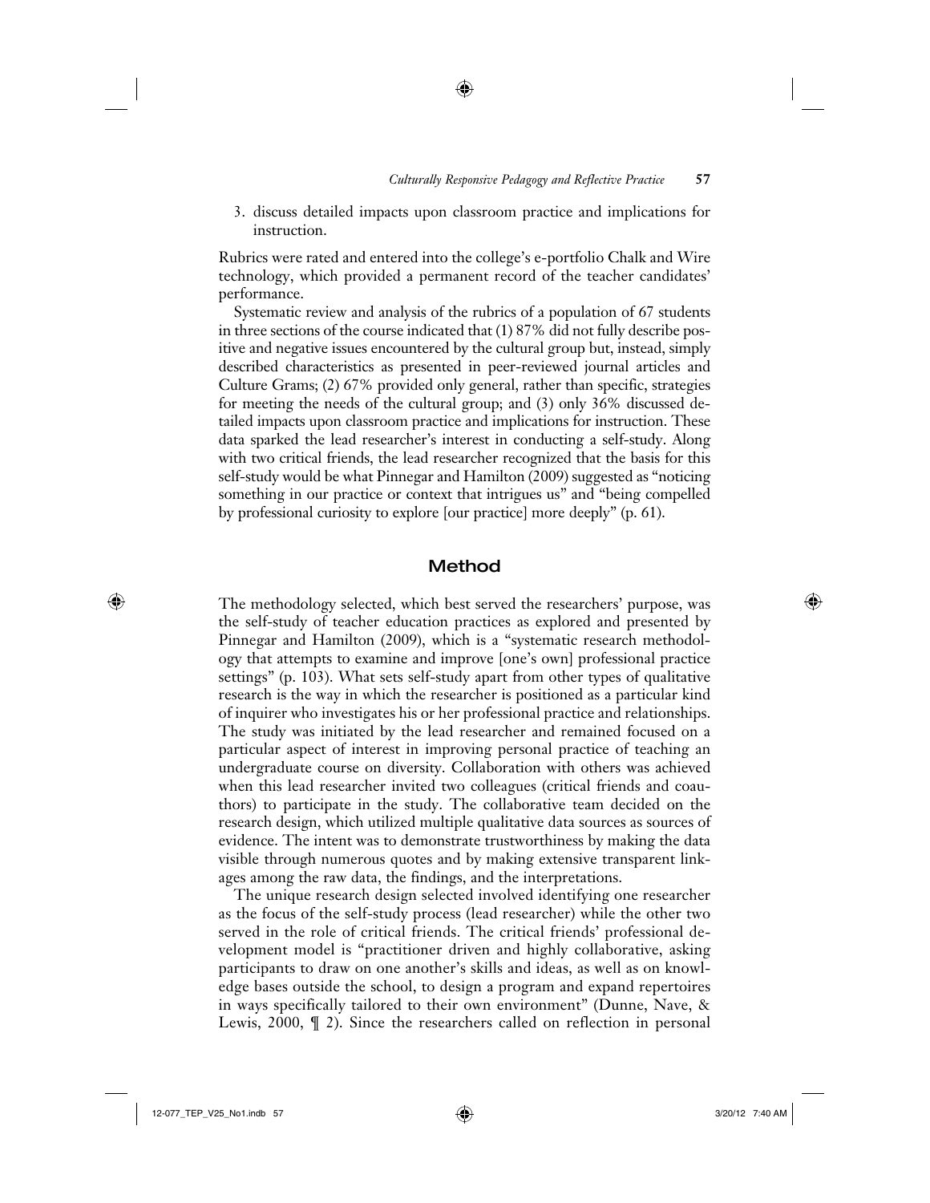3. discuss detailed impacts upon classroom practice and implications for instruction.

Rubrics were rated and entered into the college's e-portfolio Chalk and Wire technology, which provided a permanent record of the teacher candidates' performance.

Systematic review and analysis of the rubrics of a population of 67 students in three sections of the course indicated that (1) 87% did not fully describe positive and negative issues encountered by the cultural group but, instead, simply described characteristics as presented in peer-reviewed journal articles and Culture Grams; (2) 67% provided only general, rather than specific, strategies for meeting the needs of the cultural group; and (3) only 36% discussed detailed impacts upon classroom practice and implications for instruction. These data sparked the lead researcher's interest in conducting a self-study. Along with two critical friends, the lead researcher recognized that the basis for this self-study would be what Pinnegar and Hamilton (2009) suggested as "noticing something in our practice or context that intrigues us" and "being compelled by professional curiosity to explore [our practice] more deeply" (p. 61).

## Method

The methodology selected, which best served the researchers' purpose, was the self-study of teacher education practices as explored and presented by Pinnegar and Hamilton (2009), which is a "systematic research methodology that attempts to examine and improve [one's own] professional practice settings" (p. 103). What sets self-study apart from other types of qualitative research is the way in which the researcher is positioned as a particular kind of inquirer who investigates his or her professional practice and relationships. The study was initiated by the lead researcher and remained focused on a particular aspect of interest in improving personal practice of teaching an undergraduate course on diversity. Collaboration with others was achieved when this lead researcher invited two colleagues (critical friends and coauthors) to participate in the study. The collaborative team decided on the research design, which utilized multiple qualitative data sources as sources of evidence. The intent was to demonstrate trustworthiness by making the data visible through numerous quotes and by making extensive transparent linkages among the raw data, the findings, and the interpretations.

The unique research design selected involved identifying one researcher as the focus of the self-study process (lead researcher) while the other two served in the role of critical friends. The critical friends' professional development model is "practitioner driven and highly collaborative, asking participants to draw on one another's skills and ideas, as well as on knowledge bases outside the school, to design a program and expand repertoires in ways specifically tailored to their own environment" (Dunne, Nave, & Lewis, 2000, ¶ 2). Since the researchers called on reflection in personal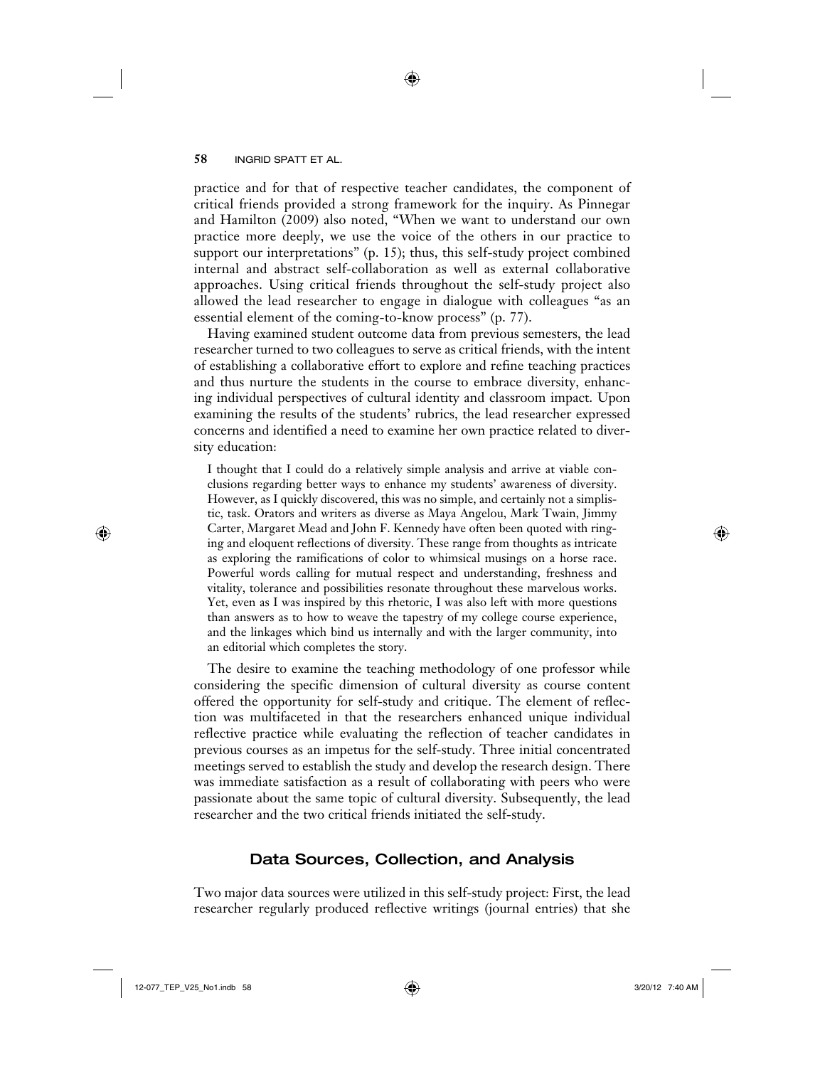practice and for that of respective teacher candidates, the component of critical friends provided a strong framework for the inquiry. As Pinnegar and Hamilton (2009) also noted, "When we want to understand our own practice more deeply, we use the voice of the others in our practice to support our interpretations" (p. 15); thus, this self-study project combined internal and abstract self-collaboration as well as external collaborative approaches. Using critical friends throughout the self-study project also allowed the lead researcher to engage in dialogue with colleagues "as an essential element of the coming-to-know process" (p. 77).

Having examined student outcome data from previous semesters, the lead researcher turned to two colleagues to serve as critical friends, with the intent of establishing a collaborative effort to explore and refine teaching practices and thus nurture the students in the course to embrace diversity, enhancing individual perspectives of cultural identity and classroom impact. Upon examining the results of the students' rubrics, the lead researcher expressed concerns and identified a need to examine her own practice related to diversity education:

> I thought that I could do a relatively simple analysis and arrive at viable conclusions regarding better ways to enhance my students' awareness of diversity. However, as I quickly discovered, this was no simple, and certainly not a simplistic, task. Orators and writers as diverse as Maya Angelou, Mark Twain, Jimmy Carter, Margaret Mead and John F. Kennedy have often been quoted with ringing and eloquent reflections of diversity. These range from thoughts as intricate as exploring the ramifications of color to whimsical musings on a horse race. Powerful words calling for mutual respect and understanding, freshness and vitality, tolerance and possibilities resonate throughout these marvelous works. Yet, even as I was inspired by this rhetoric, I was also left with more questions than answers as to how to weave the tapestry of my college course experience, and the linkages which bind us internally and with the larger community, into an editorial which completes the story.

The desire to examine the teaching methodology of one professor while considering the specific dimension of cultural diversity as course content offered the opportunity for self-study and critique. The element of reflection was multifaceted in that the researchers enhanced unique individual reflective practice while evaluating the reflection of teacher candidates in previous courses as an impetus for the self-study. Three initial concentrated meetings served to establish the study and develop the research design. There was immediate satisfaction as a result of collaborating with peers who were passionate about the same topic of cultural diversity. Subsequently, the lead researcher and the two critical friends initiated the self-study.

## Data Sources, Collection, and Analysis

Two major data sources were utilized in this self-study project: First, the lead researcher regularly produced reflective writings (journal entries) that she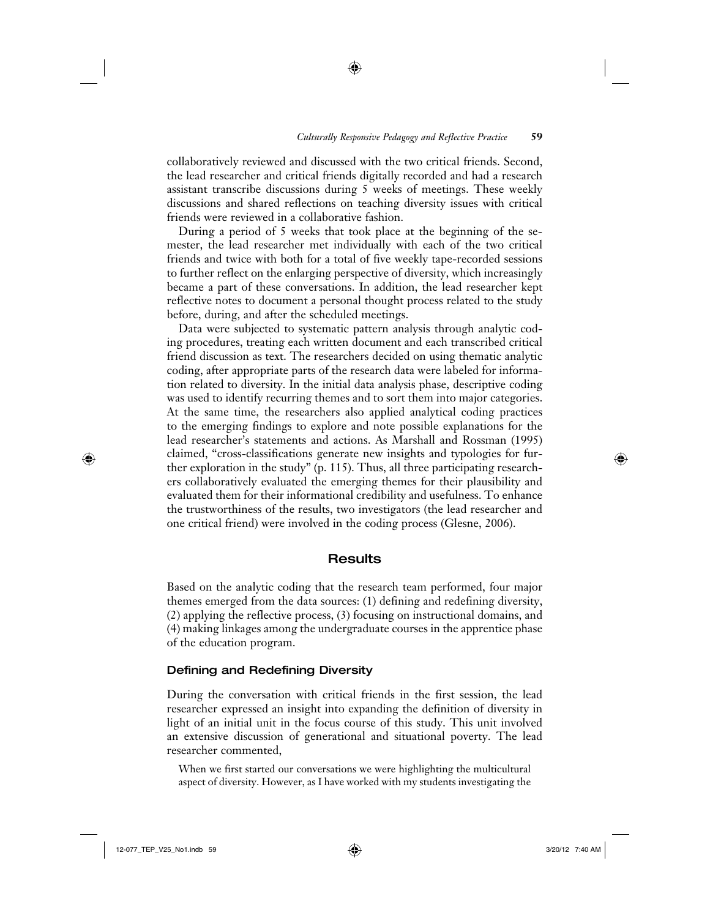collaboratively reviewed and discussed with the two critical friends. Second, the lead researcher and critical friends digitally recorded and had a research assistant transcribe discussions during 5 weeks of meetings. These weekly discussions and shared reflections on teaching diversity issues with critical friends were reviewed in a collaborative fashion.

During a period of 5 weeks that took place at the beginning of the semester, the lead researcher met individually with each of the two critical friends and twice with both for a total of five weekly tape-recorded sessions to further reflect on the enlarging perspective of diversity, which increasingly became a part of these conversations. In addition, the lead researcher kept reflective notes to document a personal thought process related to the study before, during, and after the scheduled meetings.

Data were subjected to systematic pattern analysis through analytic coding procedures, treating each written document and each transcribed critical friend discussion as text. The researchers decided on using thematic analytic coding, after appropriate parts of the research data were labeled for information related to diversity. In the initial data analysis phase, descriptive coding was used to identify recurring themes and to sort them into major categories. At the same time, the researchers also applied analytical coding practices to the emerging findings to explore and note possible explanations for the lead researcher's statements and actions. As Marshall and Rossman (1995) claimed, "cross-classifications generate new insights and typologies for further exploration in the study" (p. 115). Thus, all three participating researchers collaboratively evaluated the emerging themes for their plausibility and evaluated them for their informational credibility and usefulness. To enhance the trustworthiness of the results, two investigators (the lead researcher and one critical friend) were involved in the coding process (Glesne, 2006).

## Results

Based on the analytic coding that the research team performed, four major themes emerged from the data sources: (1) defining and redefining diversity, (2) applying the reflective process, (3) focusing on instructional domains, and (4) making linkages among the undergraduate courses in the apprentice phase of the education program.

### Defining and Redefining Diversity

During the conversation with critical friends in the first session, the lead researcher expressed an insight into expanding the definition of diversity in light of an initial unit in the focus course of this study. This unit involved an extensive discussion of generational and situational poverty. The lead researcher commented,

> When we first started our conversations we were highlighting the multicultural aspect of diversity. However, as I have worked with my students investigating the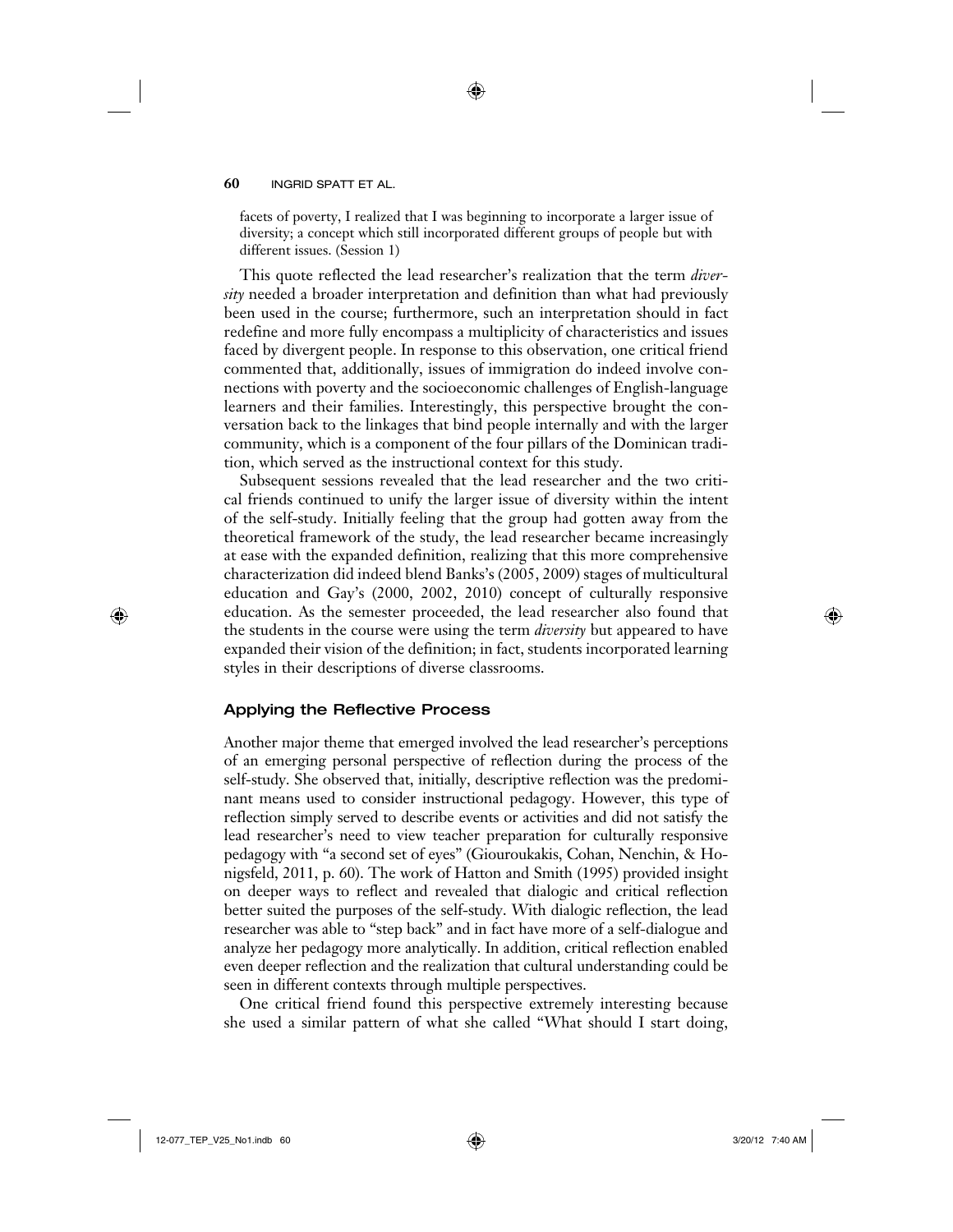> facets of poverty, I realized that I was beginning to incorporate a larger issue of diversity; a concept which still incorporated different groups of people but with different issues. (Session 1)

This quote reflected the lead researcher's realization that the term *diversity* needed a broader interpretation and definition than what had previously been used in the course; furthermore, such an interpretation should in fact redefine and more fully encompass a multiplicity of characteristics and issues faced by divergent people. In response to this observation, one critical friend commented that, additionally, issues of immigration do indeed involve connections with poverty and the socioeconomic challenges of English-language learners and their families. Interestingly, this perspective brought the conversation back to the linkages that bind people internally and with the larger community, which is a component of the four pillars of the Dominican tradition, which served as the instructional context for this study.

Subsequent sessions revealed that the lead researcher and the two critical friends continued to unify the larger issue of diversity within the intent of the self-study. Initially feeling that the group had gotten away from the theoretical framework of the study, the lead researcher became increasingly at ease with the expanded definition, realizing that this more comprehensive characterization did indeed blend Banks's (2005, 2009) stages of multicultural education and Gay's (2000, 2002, 2010) concept of culturally responsive education. As the semester proceeded, the lead researcher also found that the students in the course were using the term *diversity* but appeared to have expanded their vision of the definition; in fact, students incorporated learning styles in their descriptions of diverse classrooms.

### Applying the Reflective Process

Another major theme that emerged involved the lead researcher's perceptions of an emerging personal perspective of reflection during the process of the self-study. She observed that, initially, descriptive reflection was the predominant means used to consider instructional pedagogy. However, this type of reflection simply served to describe events or activities and did not satisfy the lead researcher's need to view teacher preparation for culturally responsive pedagogy with "a second set of eyes" (Giouroukakis, Cohan, Nenchin, & Honigsfeld, 2011, p. 60). The work of Hatton and Smith (1995) provided insight on deeper ways to reflect and revealed that dialogic and critical reflection better suited the purposes of the self-study. With dialogic reflection, the lead researcher was able to "step back" and in fact have more of a self-dialogue and analyze her pedagogy more analytically. In addition, critical reflection enabled even deeper reflection and the realization that cultural understanding could be seen in different contexts through multiple perspectives.

One critical friend found this perspective extremely interesting because she used a similar pattern of what she called "What should I start doing,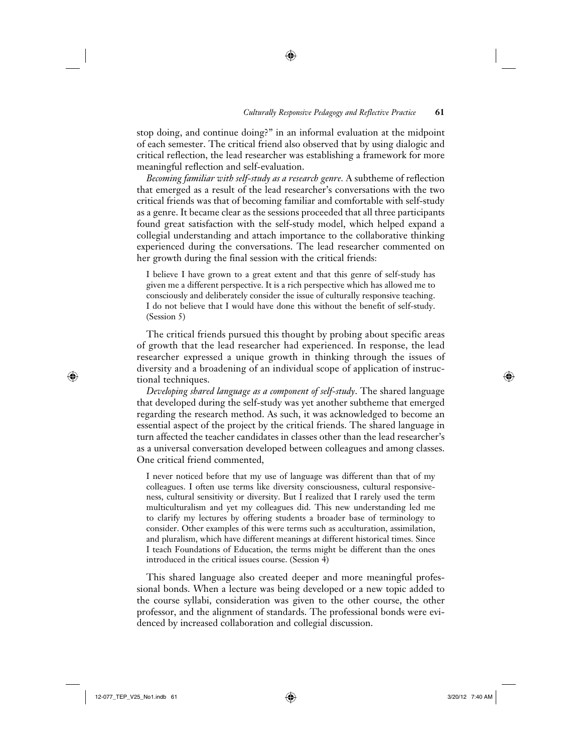stop doing, and continue doing?" in an informal evaluation at the midpoint of each semester. The critical friend also observed that by using dialogic and critical reflection, the lead researcher was establishing a framework for more meaningful reflection and self-evaluation.

*Becoming familiar with self-study as a research genre.* A subtheme of reflection that emerged as a result of the lead researcher's conversations with the two critical friends was that of becoming familiar and comfortable with self-study as a genre. It became clear as the sessions proceeded that all three participants found great satisfaction with the self-study model, which helped expand a collegial understanding and attach importance to the collaborative thinking experienced during the conversations. The lead researcher commented on her growth during the final session with the critical friends:

> I believe I have grown to a great extent and that this genre of self-study has given me a different perspective. It is a rich perspective which has allowed me to consciously and deliberately consider the issue of culturally responsive teaching. I do not believe that I would have done this without the benefit of self-study. (Session 5)

The critical friends pursued this thought by probing about specific areas of growth that the lead researcher had experienced. In response, the lead researcher expressed a unique growth in thinking through the issues of diversity and a broadening of an individual scope of application of instructional techniques.

*Developing shared language as a component of self-study*. The shared language that developed during the self-study was yet another subtheme that emerged regarding the research method. As such, it was acknowledged to become an essential aspect of the project by the critical friends. The shared language in turn affected the teacher candidates in classes other than the lead researcher's as a universal conversation developed between colleagues and among classes. One critical friend commented,

> I never noticed before that my use of language was different than that of my colleagues. I often use terms like diversity consciousness, cultural responsiveness, cultural sensitivity or diversity. But I realized that I rarely used the term multiculturalism and yet my colleagues did. This new understanding led me to clarify my lectures by offering students a broader base of terminology to consider. Other examples of this were terms such as acculturation, assimilation, and pluralism, which have different meanings at different historical times. Since I teach Foundations of Education, the terms might be different than the ones introduced in the critical issues course. (Session 4)

This shared language also created deeper and more meaningful professional bonds. When a lecture was being developed or a new topic added to the course syllabi, consideration was given to the other course, the other professor, and the alignment of standards. The professional bonds were evidenced by increased collaboration and collegial discussion.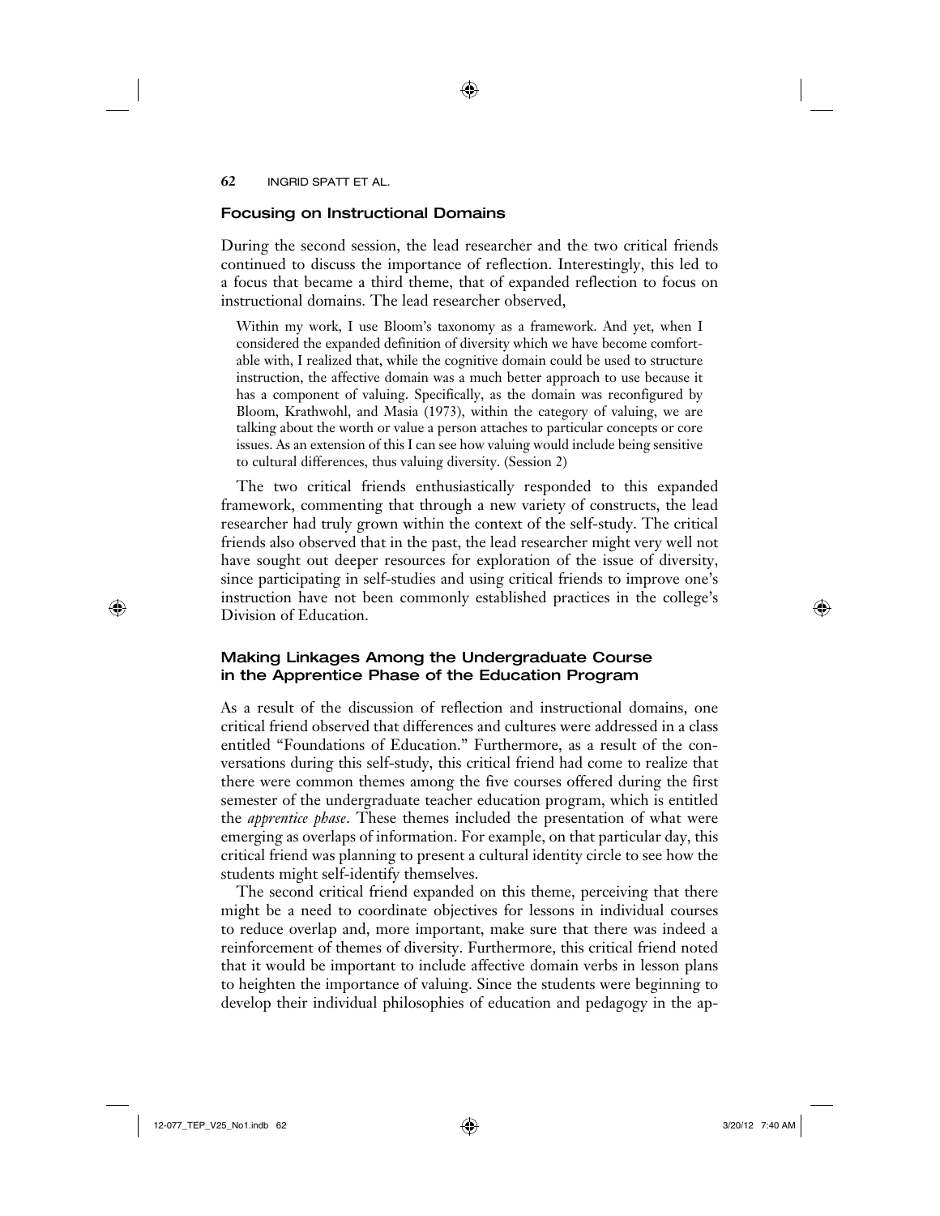## Focusing on Instructional Domains

During the second session, the lead researcher and the two critical friends continued to discuss the importance of reflection. Interestingly, this led to a focus that became a third theme, that of expanded reflection to focus on instructional domains. The lead researcher observed,

> Within my work, I use Bloom's taxonomy as a framework. And yet, when I considered the expanded definition of diversity which we have become comfortable with, I realized that, while the cognitive domain could be used to structure instruction, the affective domain was a much better approach to use because it has a component of valuing. Specifically, as the domain was reconfigured by Bloom, Krathwohl, and Masia (1973), within the category of valuing, we are talking about the worth or value a person attaches to particular concepts or core issues. As an extension of this I can see how valuing would include being sensitive to cultural differences, thus valuing diversity. (Session 2)

The two critical friends enthusiastically responded to this expanded framework, commenting that through a new variety of constructs, the lead researcher had truly grown within the context of the self-study. The critical friends also observed that in the past, the lead researcher might very well not have sought out deeper resources for exploration of the issue of diversity, since participating in self-studies and using critical friends to improve one's instruction have not been commonly established practices in the college's Division of Education.

## Making Linkages Among the Undergraduate Course in the Apprentice Phase of the Education Program

As a result of the discussion of reflection and instructional domains, one critical friend observed that differences and cultures were addressed in a class entitled "Foundations of Education." Furthermore, as a result of the conversations during this self-study, this critical friend had come to realize that there were common themes among the five courses offered during the first semester of the undergraduate teacher education program, which is entitled the *apprentice phase*. These themes included the presentation of what were emerging as overlaps of information. For example, on that particular day, this critical friend was planning to present a cultural identity circle to see how the students might self-identify themselves.

The second critical friend expanded on this theme, perceiving that there might be a need to coordinate objectives for lessons in individual courses to reduce overlap and, more important, make sure that there was indeed a reinforcement of themes of diversity. Furthermore, this critical friend noted that it would be important to include affective domain verbs in lesson plans to heighten the importance of valuing. Since the students were beginning to develop their individual philosophies of education and pedagogy in the ap-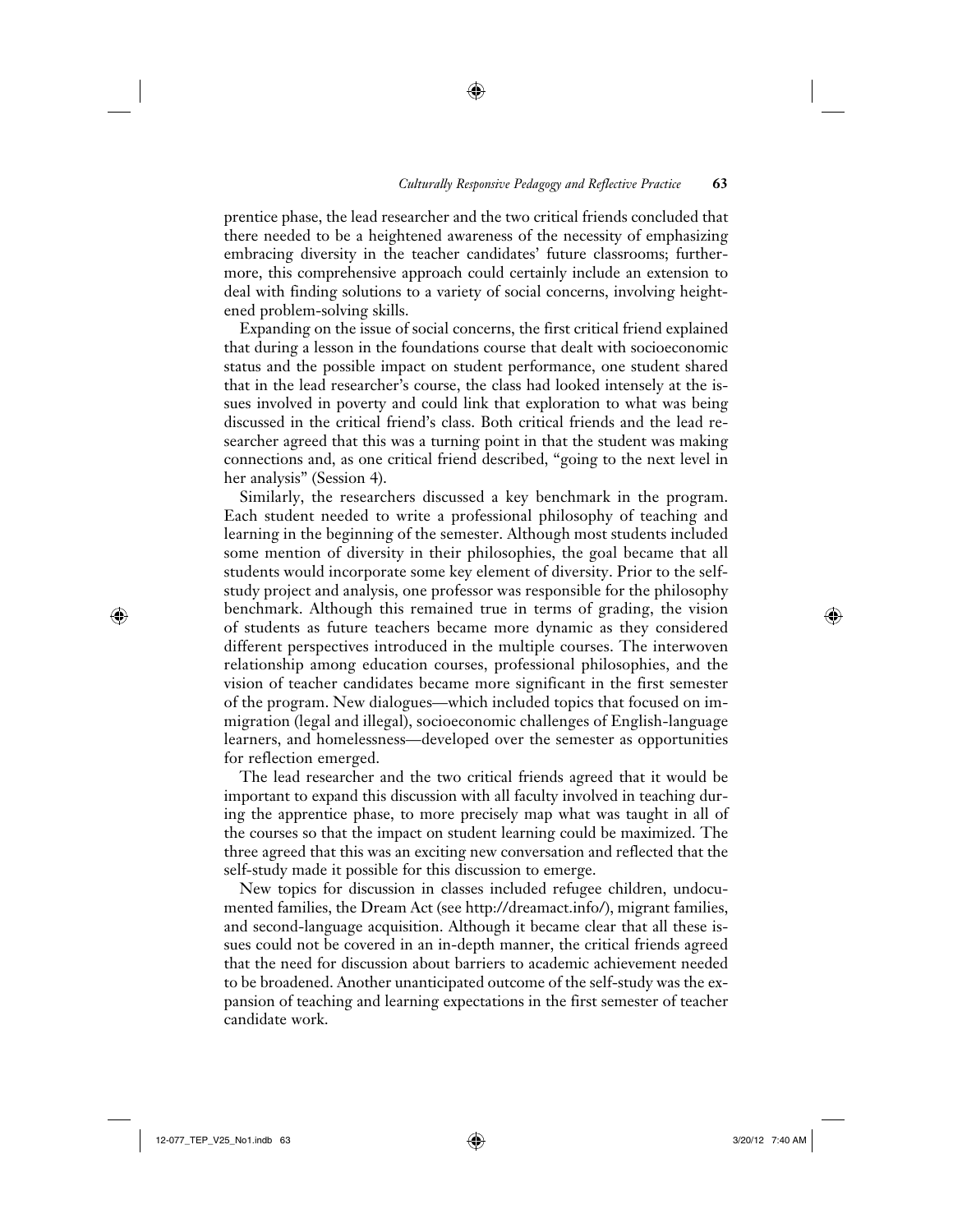prentice phase, the lead researcher and the two critical friends concluded that there needed to be a heightened awareness of the necessity of emphasizing embracing diversity in the teacher candidates' future classrooms; furthermore, this comprehensive approach could certainly include an extension to deal with finding solutions to a variety of social concerns, involving heightened problem-solving skills.

Expanding on the issue of social concerns, the first critical friend explained that during a lesson in the foundations course that dealt with socioeconomic status and the possible impact on student performance, one student shared that in the lead researcher's course, the class had looked intensely at the issues involved in poverty and could link that exploration to what was being discussed in the critical friend's class. Both critical friends and the lead researcher agreed that this was a turning point in that the student was making connections and, as one critical friend described, "going to the next level in her analysis" (Session 4).

Similarly, the researchers discussed a key benchmark in the program. Each student needed to write a professional philosophy of teaching and learning in the beginning of the semester. Although most students included some mention of diversity in their philosophies, the goal became that all students would incorporate some key element of diversity. Prior to the self-study project and analysis, one professor was responsible for the philosophy benchmark. Although this remained true in terms of grading, the vision of students as future teachers became more dynamic as they considered different perspectives introduced in the multiple courses. The interwoven relationship among education courses, professional philosophies, and the vision of teacher candidates became more significant in the first semester of the program. New dialogues—which included topics that focused on immigration (legal and illegal), socioeconomic challenges of English-language learners, and homelessness—developed over the semester as opportunities for reflection emerged.

The lead researcher and the two critical friends agreed that it would be important to expand this discussion with all faculty involved in teaching during the apprentice phase, to more precisely map what was taught in all of the courses so that the impact on student learning could be maximized. The three agreed that this was an exciting new conversation and reflected that the self-study made it possible for this discussion to emerge.

New topics for discussion in classes included refugee children, undocumented families, the Dream Act (see http://dreamact.info/), migrant families, and second-language acquisition. Although it became clear that all these issues could not be covered in an in-depth manner, the critical friends agreed that the need for discussion about barriers to academic achievement needed to be broadened. Another unanticipated outcome of the self-study was the expansion of teaching and learning expectations in the first semester of teacher candidate work.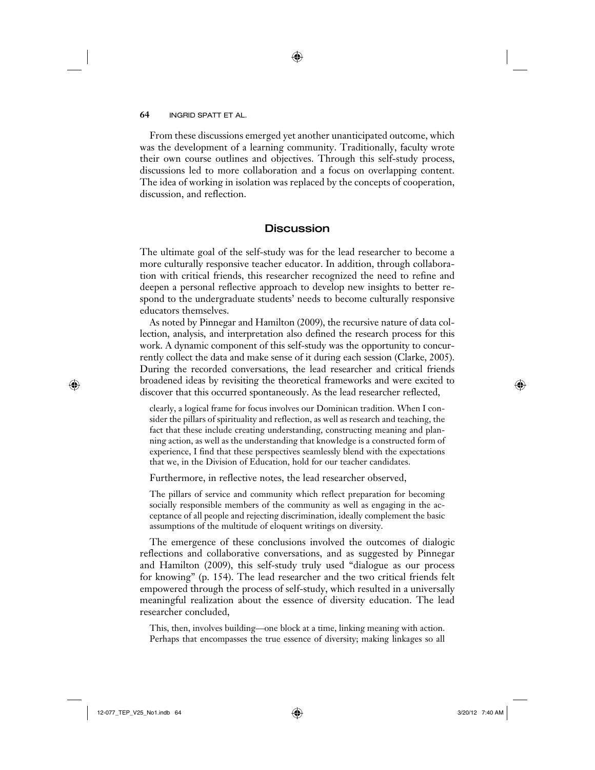From these discussions emerged yet another unanticipated outcome, which was the development of a learning community. Traditionally, faculty wrote their own course outlines and objectives. Through this self-study process, discussions led to more collaboration and a focus on overlapping content. The idea of working in isolation was replaced by the concepts of cooperation, discussion, and reflection.

## Discussion

The ultimate goal of the self-study was for the lead researcher to become a more culturally responsive teacher educator. In addition, through collaboration with critical friends, this researcher recognized the need to refine and deepen a personal reflective approach to develop new insights to better respond to the undergraduate students' needs to become culturally responsive educators themselves.

As noted by Pinnegar and Hamilton (2009), the recursive nature of data collection, analysis, and interpretation also defined the research process for this work. A dynamic component of this self-study was the opportunity to concurrently collect the data and make sense of it during each session (Clarke, 2005). During the recorded conversations, the lead researcher and critical friends broadened ideas by revisiting the theoretical frameworks and were excited to discover that this occurred spontaneously. As the lead researcher reflected,

> clearly, a logical frame for focus involves our Dominican tradition. When I consider the pillars of spirituality and reflection, as well as research and teaching, the fact that these include creating understanding, constructing meaning and planning action, as well as the understanding that knowledge is a constructed form of experience, I find that these perspectives seamlessly blend with the expectations that we, in the Division of Education, hold for our teacher candidates.

Furthermore, in reflective notes, the lead researcher observed,

> The pillars of service and community which reflect preparation for becoming socially responsible members of the community as well as engaging in the acceptance of all people and rejecting discrimination, ideally complement the basic assumptions of the multitude of eloquent writings on diversity.

The emergence of these conclusions involved the outcomes of dialogic reflections and collaborative conversations, and as suggested by Pinnegar and Hamilton (2009), this self-study truly used "dialogue as our process for knowing" (p. 154). The lead researcher and the two critical friends felt empowered through the process of self-study, which resulted in a universally meaningful realization about the essence of diversity education. The lead researcher concluded,

> This, then, involves building—one block at a time, linking meaning with action. Perhaps that encompasses the true essence of diversity; making linkages so all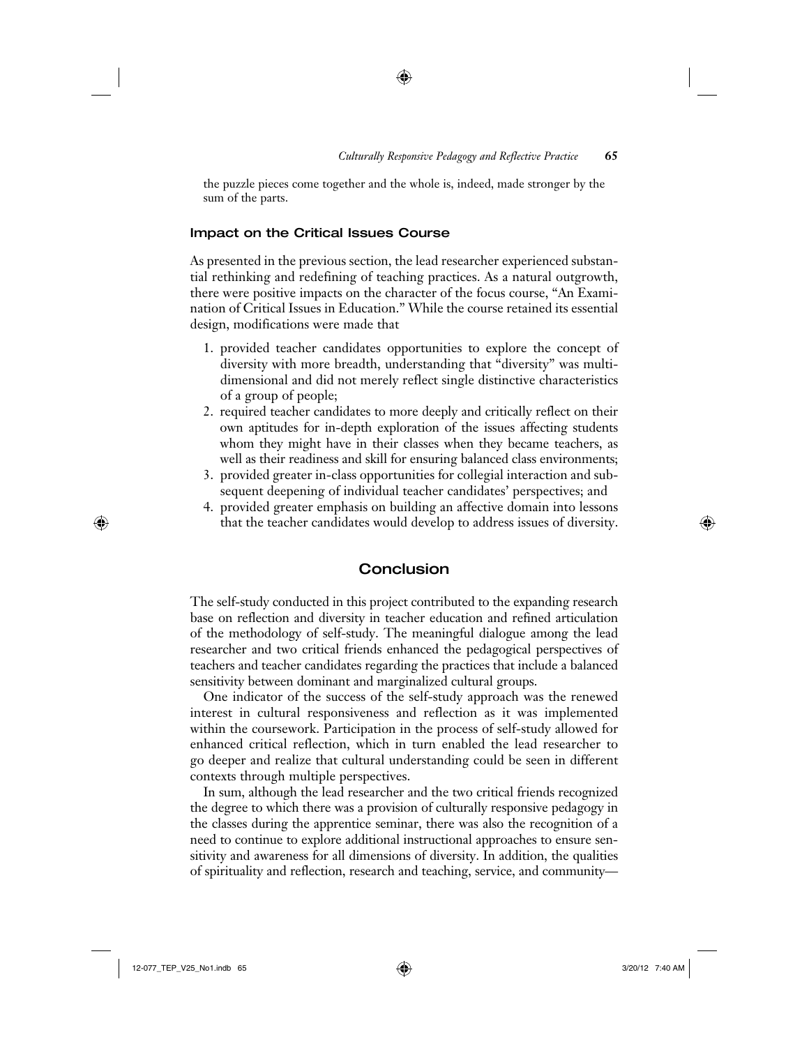the puzzle pieces come together and the whole is, indeed, made stronger by the sum of the parts.

### Impact on the Critical Issues Course

As presented in the previous section, the lead researcher experienced substantial rethinking and redefining of teaching practices. As a natural outgrowth, there were positive impacts on the character of the focus course, "An Examination of Critical Issues in Education." While the course retained its essential design, modifications were made that

1. provided teacher candidates opportunities to explore the concept of diversity with more breadth, understanding that "diversity" was multidimensional and did not merely reflect single distinctive characteristics of a group of people;
2. required teacher candidates to more deeply and critically reflect on their own aptitudes for in-depth exploration of the issues affecting students whom they might have in their classes when they became teachers, as well as their readiness and skill for ensuring balanced class environments;
3. provided greater in-class opportunities for collegial interaction and subsequent deepening of individual teacher candidates' perspectives; and
4. provided greater emphasis on building an affective domain into lessons that the teacher candidates would develop to address issues of diversity.

## Conclusion

The self-study conducted in this project contributed to the expanding research base on reflection and diversity in teacher education and refined articulation of the methodology of self-study. The meaningful dialogue among the lead researcher and two critical friends enhanced the pedagogical perspectives of teachers and teacher candidates regarding the practices that include a balanced sensitivity between dominant and marginalized cultural groups.

One indicator of the success of the self-study approach was the renewed interest in cultural responsiveness and reflection as it was implemented within the coursework. Participation in the process of self-study allowed for enhanced critical reflection, which in turn enabled the lead researcher to go deeper and realize that cultural understanding could be seen in different contexts through multiple perspectives.

In sum, although the lead researcher and the two critical friends recognized the degree to which there was a provision of culturally responsive pedagogy in the classes during the apprentice seminar, there was also the recognition of a need to continue to explore additional instructional approaches to ensure sensitivity and awareness for all dimensions of diversity. In addition, the qualities of spirituality and reflection, research and teaching, service, and community—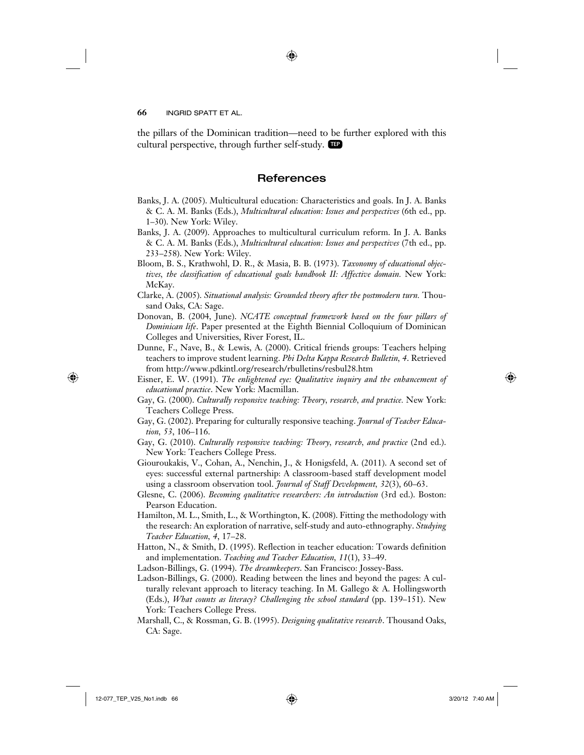the pillars of the Dominican tradition—need to be further explored with this cultural perspective, through further self-study. TEP

## References

Banks, J. A. (2005). Multicultural education: Characteristics and goals. In J. A. Banks & C. A. M. Banks (Eds.), *Multicultural education: Issues and perspectives* (6th ed., pp. 1–30). New York: Wiley.

Banks, J. A. (2009). Approaches to multicultural curriculum reform. In J. A. Banks & C. A. M. Banks (Eds.), *Multicultural education: Issues and perspectives* (7th ed., pp. 233–258). New York: Wiley.

Bloom, B. S., Krathwohl, D. R., & Masia, B. B. (1973). *Taxonomy of educational objectives, the classification of educational goals handbook II: Affective domain.* New York: McKay.

Clarke, A. (2005). *Situational analysis: Grounded theory after the postmodern turn.* Thousand Oaks, CA: Sage.

Donovan, B. (2004, June). *NCATE conceptual framework based on the four pillars of Dominican life*. Paper presented at the Eighth Biennial Colloquium of Dominican Colleges and Universities, River Forest, IL.

Dunne, F., Nave, B., & Lewis, A. (2000). Critical friends groups: Teachers helping teachers to improve student learning. *Phi Delta Kappa Research Bulletin, 4*. Retrieved from http://www.pdkintl.org/research/rbulletins/resbul28.htm

Eisner, E. W. (1991). *The enlightened eye: Qualitative inquiry and the enhancement of educational practice*. New York: Macmillan.

Gay, G. (2000). *Culturally responsive teaching: Theory, research, and practice.* New York: Teachers College Press.

Gay, G. (2002). Preparing for culturally responsive teaching. *Journal of Teacher Education, 53*, 106–116.

Gay, G. (2010). *Culturally responsive teaching: Theory, research, and practice* (2nd ed.). New York: Teachers College Press.

Giouroukakis, V., Cohan, A., Nenchin, J., & Honigsfeld, A. (2011). A second set of eyes: successful external partnership: A classroom-based staff development model using a classroom observation tool. *Journal of Staff Development, 32*(3), 60–63.

Glesne, C. (2006). *Becoming qualitative researchers: An introduction* (3rd ed.). Boston: Pearson Education.

Hamilton, M. L., Smith, L., & Worthington, K. (2008). Fitting the methodology with the research: An exploration of narrative, self-study and auto-ethnography. *Studying Teacher Education, 4*, 17–28.

Hatton, N., & Smith, D. (1995). Reflection in teacher education: Towards definition and implementation. *Teaching and Teacher Education, 11*(1), 33–49.

Ladson-Billings, G. (1994). *The dreamkeepers*. San Francisco: Jossey-Bass.

Ladson-Billings, G. (2000). Reading between the lines and beyond the pages: A culturally relevant approach to literacy teaching. In M. Gallego & A. Hollingsworth (Eds.), *What counts as literacy? Challenging the school standard* (pp. 139–151). New York: Teachers College Press.

Marshall, C., & Rossman, G. B. (1995). *Designing qualitative research*. Thousand Oaks, CA: Sage.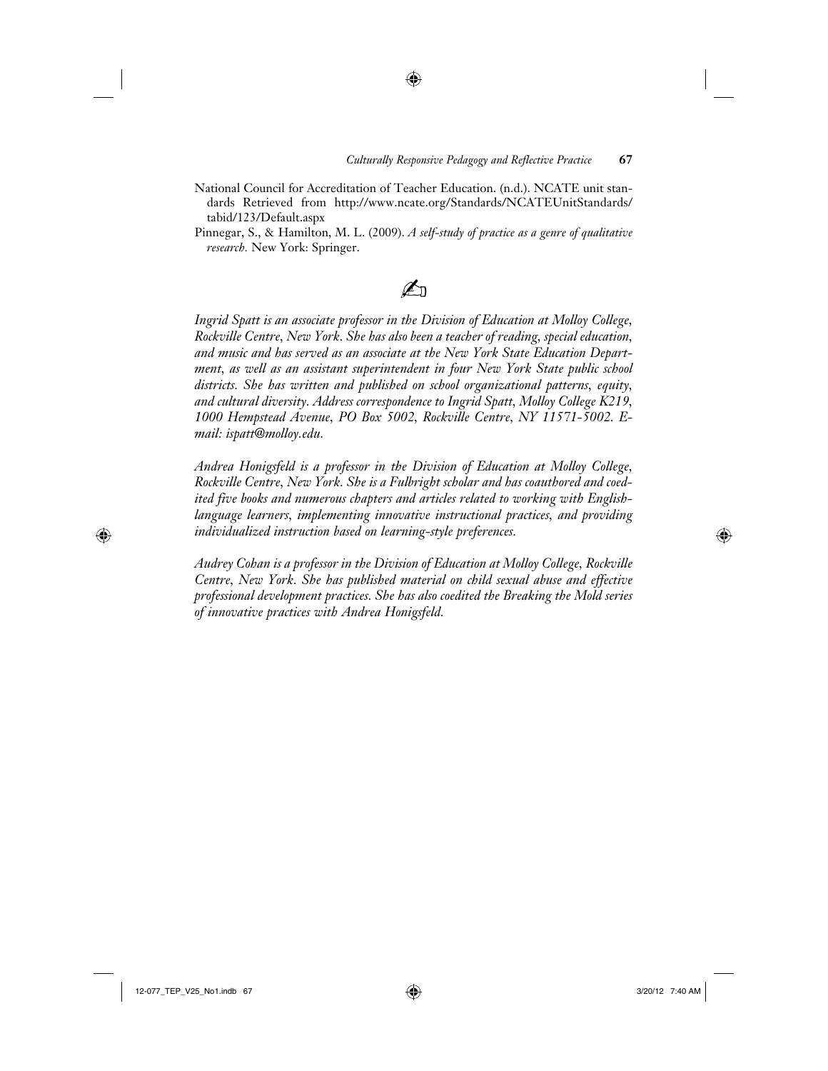National Council for Accreditation of Teacher Education. (n.d.). NCATE unit standards Retrieved from http://www.ncate.org/Standards/NCATEUnitStandards/tabid/123/Default.aspx

Pinnegar, S., & Hamilton, M. L. (2009). *A self-study of practice as a genre of qualitative research.* New York: Springer.

✍

*Ingrid Spatt is an associate professor in the Division of Education at Molloy College, Rockville Centre, New York. She has also been a teacher of reading, special education, and music and has served as an associate at the New York State Education Department, as well as an assistant superintendent in four New York State public school districts. She has written and published on school organizational patterns, equity, and cultural diversity. Address correspondence to Ingrid Spatt, Molloy College K219, 1000 Hempstead Avenue, PO Box 5002, Rockville Centre, NY 11571-5002. E-mail: ispatt@molloy.edu.*

*Andrea Honigsfeld is a professor in the Division of Education at Molloy College, Rockville Centre, New York. She is a Fulbright scholar and has coauthored and coedited five books and numerous chapters and articles related to working with English-language learners, implementing innovative instructional practices, and providing individualized instruction based on learning-style preferences.*

*Audrey Cohan is a professor in the Division of Education at Molloy College, Rockville Centre, New York. She has published material on child sexual abuse and effective professional development practices. She has also coedited the Breaking the Mold series of innovative practices with Andrea Honigsfeld.*